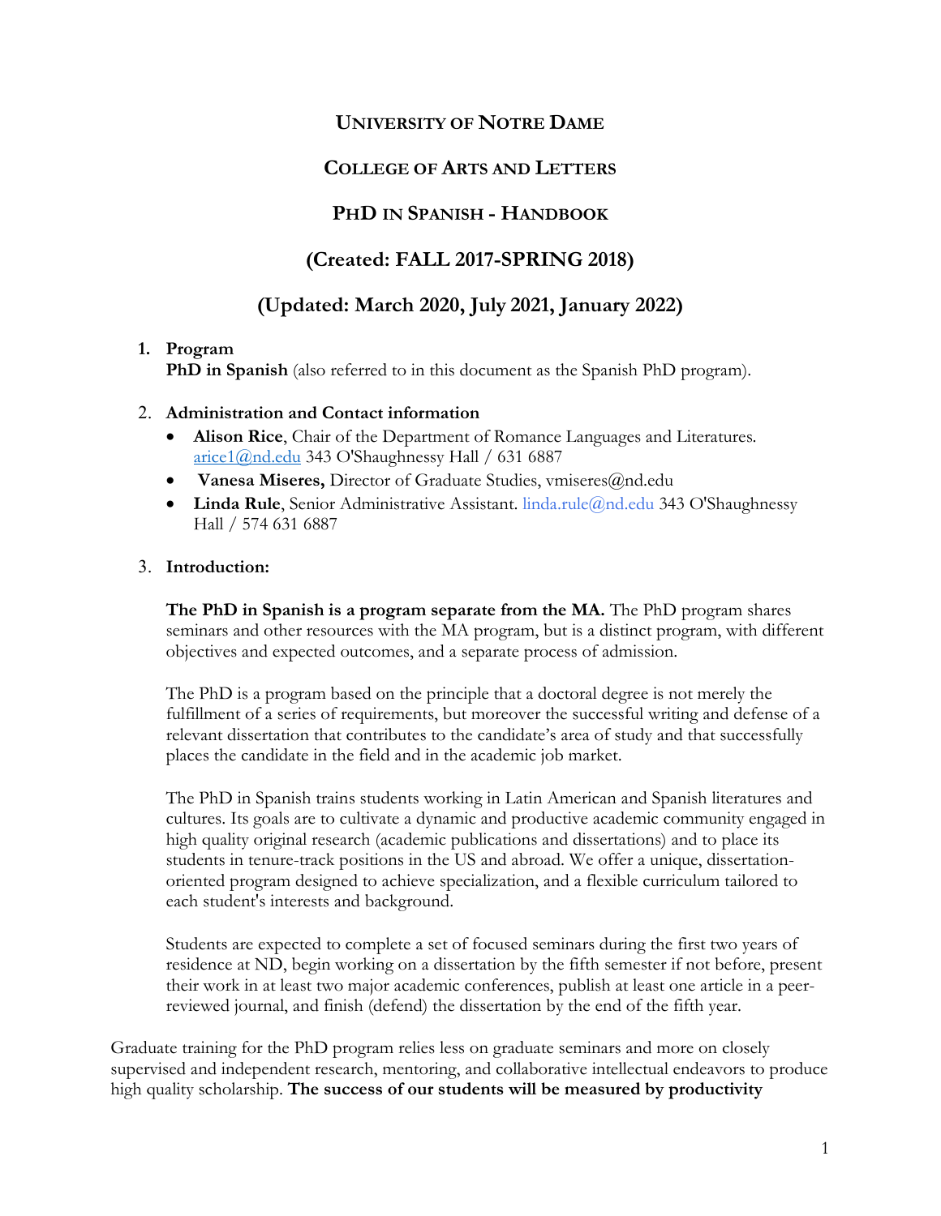# UNIVERSITY OF NOTRE DAME

## COLLEGE OF ARTS AND LETTERS

## PHD IN SPANISH - HANDBOOK

## (Created: FALL 2017-SPRING 2018)

## (Updated: March 2020, July 2021, January 2022)

1. **Program**
   **PhD in Spanish** (also referred to in this document as the Spanish PhD program).

2. **Administration and Contact information**
   - **Alison Rice**, Chair of the Department of Romance Languages and Literatures. arice1@nd.edu 343 O'Shaughnessy Hall / 631 6887
   - **Vanesa Miseres,** Director of Graduate Studies, vmiseres@nd.edu
   - **Linda Rule**, Senior Administrative Assistant. linda.rule@nd.edu 343 O'Shaughnessy Hall / 574 631 6887

3. **Introduction:**

   **The PhD in Spanish is a program separate from the MA.** The PhD program shares seminars and other resources with the MA program, but is a distinct program, with different objectives and expected outcomes, and a separate process of admission.

   The PhD is a program based on the principle that a doctoral degree is not merely the fulfillment of a series of requirements, but moreover the successful writing and defense of a relevant dissertation that contributes to the candidate's area of study and that successfully places the candidate in the field and in the academic job market.

   The PhD in Spanish trains students working in Latin American and Spanish literatures and cultures. Its goals are to cultivate a dynamic and productive academic community engaged in high quality original research (academic publications and dissertations) and to place its students in tenure-track positions in the US and abroad. We offer a unique, dissertation-oriented program designed to achieve specialization, and a flexible curriculum tailored to each student's interests and background.

   Students are expected to complete a set of focused seminars during the first two years of residence at ND, begin working on a dissertation by the fifth semester if not before, present their work in at least two major academic conferences, publish at least one article in a peer-reviewed journal, and finish (defend) the dissertation by the end of the fifth year.

Graduate training for the PhD program relies less on graduate seminars and more on closely supervised and independent research, mentoring, and collaborative intellectual endeavors to produce high quality scholarship. **The success of our students will be measured by productivity**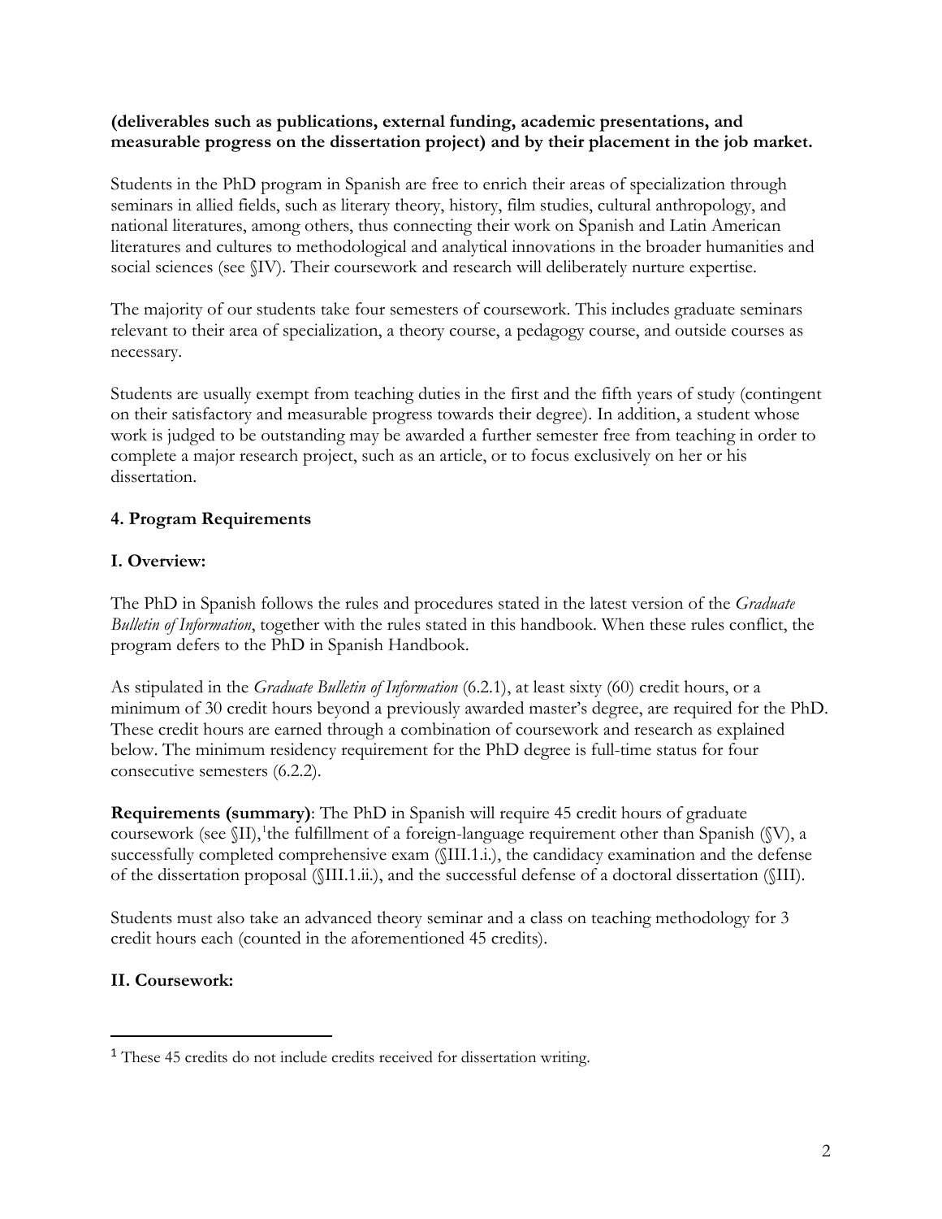**(deliverables such as publications, external funding, academic presentations, and measurable progress on the dissertation project) and by their placement in the job market.**

Students in the PhD program in Spanish are free to enrich their areas of specialization through seminars in allied fields, such as literary theory, history, film studies, cultural anthropology, and national literatures, among others, thus connecting their work on Spanish and Latin American literatures and cultures to methodological and analytical innovations in the broader humanities and social sciences (see §IV). Their coursework and research will deliberately nurture expertise.

The majority of our students take four semesters of coursework. This includes graduate seminars relevant to their area of specialization, a theory course, a pedagogy course, and outside courses as necessary.

Students are usually exempt from teaching duties in the first and the fifth years of study (contingent on their satisfactory and measurable progress towards their degree). In addition, a student whose work is judged to be outstanding may be awarded a further semester free from teaching in order to complete a major research project, such as an article, or to focus exclusively on her or his dissertation.

## 4. Program Requirements

### I. Overview:

The PhD in Spanish follows the rules and procedures stated in the latest version of the *Graduate Bulletin of Information*, together with the rules stated in this handbook. When these rules conflict, the program defers to the PhD in Spanish Handbook.

As stipulated in the *Graduate Bulletin of Information* (6.2.1), at least sixty (60) credit hours, or a minimum of 30 credit hours beyond a previously awarded master's degree, are required for the PhD. These credit hours are earned through a combination of coursework and research as explained below. The minimum residency requirement for the PhD degree is full-time status for four consecutive semesters (6.2.2).

**Requirements (summary)**: The PhD in Spanish will require 45 credit hours of graduate coursework (see §II),[1] the fulfillment of a foreign-language requirement other than Spanish (§V), a successfully completed comprehensive exam (§III.1.i.), the candidacy examination and the defense of the dissertation proposal (§III.1.ii.), and the successful defense of a doctoral dissertation (§III).

Students must also take an advanced theory seminar and a class on teaching methodology for 3 credit hours each (counted in the aforementioned 45 credits).

### II. Coursework:

[1] These 45 credits do not include credits received for dissertation writing.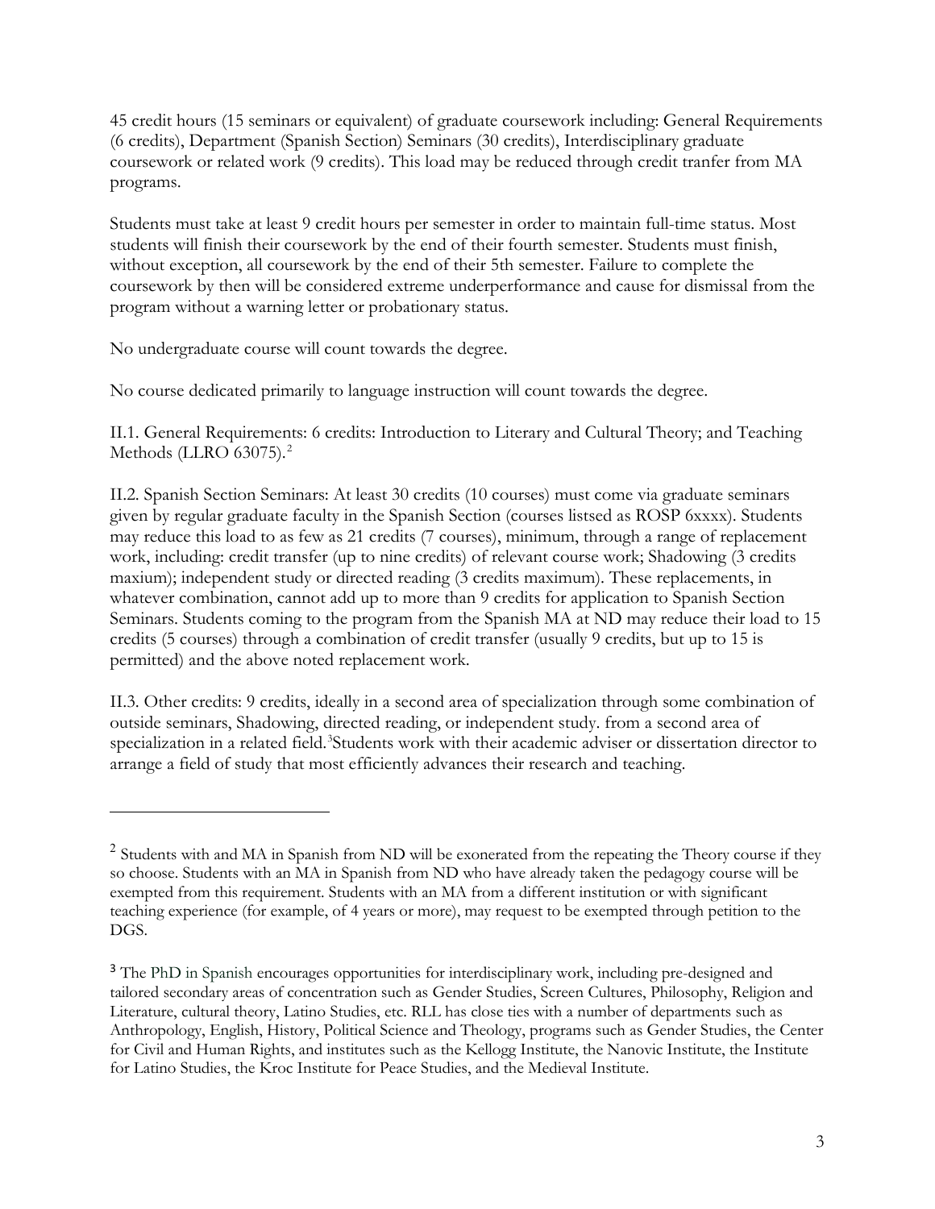45 credit hours (15 seminars or equivalent) of graduate coursework including: General Requirements (6 credits), Department (Spanish Section) Seminars (30 credits), Interdisciplinary graduate coursework or related work (9 credits). This load may be reduced through credit tranfer from MA programs.

Students must take at least 9 credit hours per semester in order to maintain full-time status. Most students will finish their coursework by the end of their fourth semester. Students must finish, without exception, all coursework by the end of their 5th semester. Failure to complete the coursework by then will be considered extreme underperformance and cause for dismissal from the program without a warning letter or probationary status.

No undergraduate course will count towards the degree.

No course dedicated primarily to language instruction will count towards the degree.

II.1. General Requirements: 6 credits: Introduction to Literary and Cultural Theory; and Teaching Methods (LLRO 63075).[2]

II.2. Spanish Section Seminars: At least 30 credits (10 courses) must come via graduate seminars given by regular graduate faculty in the Spanish Section (courses listsed as ROSP 6xxxx). Students may reduce this load to as few as 21 credits (7 courses), minimum, through a range of replacement work, including: credit transfer (up to nine credits) of relevant course work; Shadowing (3 credits maxium); independent study or directed reading (3 credits maximum). These replacements, in whatever combination, cannot add up to more than 9 credits for application to Spanish Section Seminars. Students coming to the program from the Spanish MA at ND may reduce their load to 15 credits (5 courses) through a combination of credit transfer (usually 9 credits, but up to 15 is permitted) and the above noted replacement work.

II.3. Other credits: 9 credits, ideally in a second area of specialization through some combination of outside seminars, Shadowing, directed reading, or independent study. from a second area of specialization in a related field.[3]Students work with their academic adviser or dissertation director to arrange a field of study that most efficiently advances their research and teaching.

---

[2] Students with and MA in Spanish from ND will be exonerated from the repeating the Theory course if they so choose. Students with an MA in Spanish from ND who have already taken the pedagogy course will be exempted from this requirement. Students with an MA from a different institution or with significant teaching experience (for example, of 4 years or more), may request to be exempted through petition to the DGS.

[3] The PhD in Spanish encourages opportunities for interdisciplinary work, including pre-designed and tailored secondary areas of concentration such as Gender Studies, Screen Cultures, Philosophy, Religion and Literature, cultural theory, Latino Studies, etc. RLL has close ties with a number of departments such as Anthropology, English, History, Political Science and Theology, programs such as Gender Studies, the Center for Civil and Human Rights, and institutes such as the Kellogg Institute, the Nanovic Institute, the Institute for Latino Studies, the Kroc Institute for Peace Studies, and the Medieval Institute.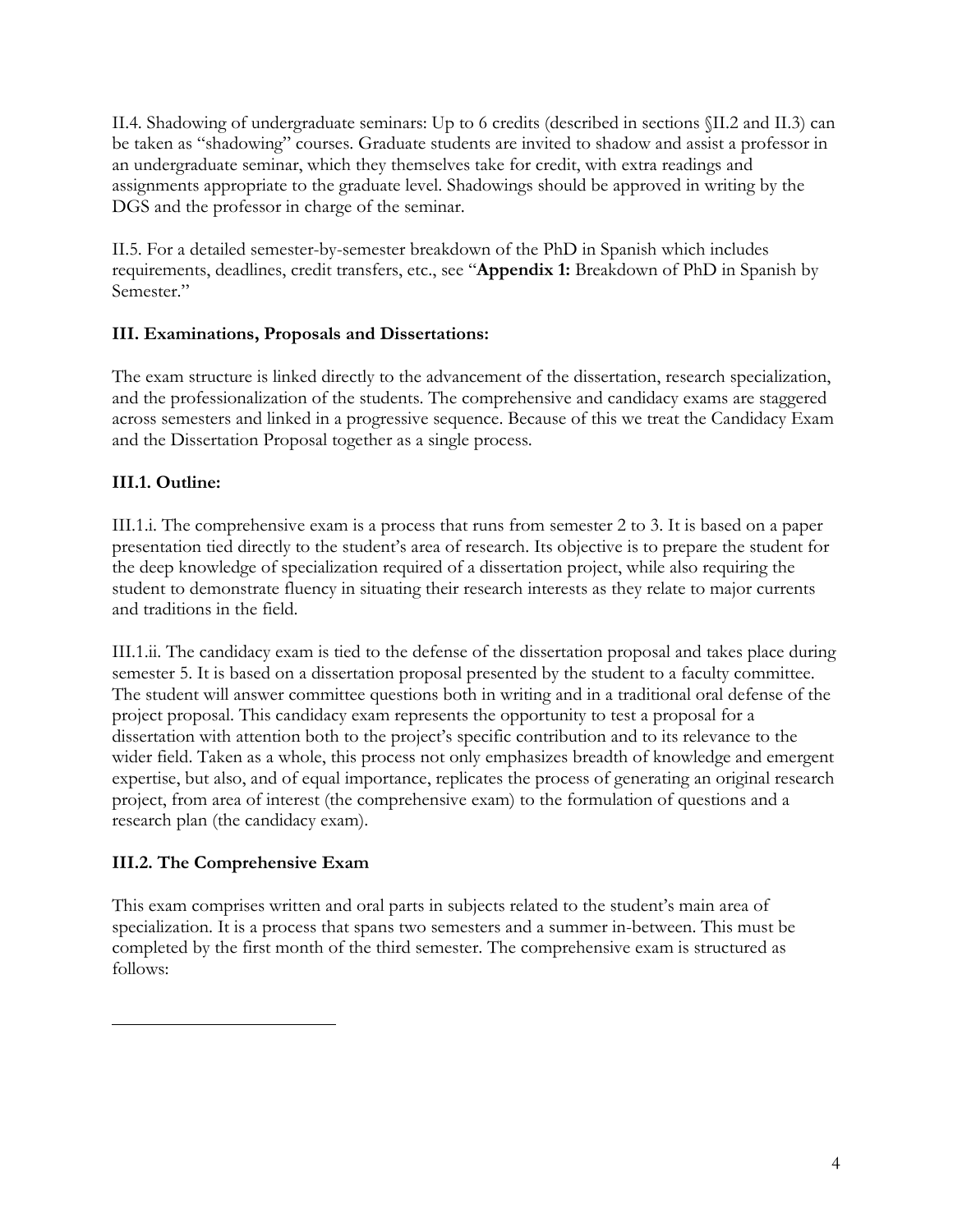II.4. Shadowing of undergraduate seminars: Up to 6 credits (described in sections §II.2 and II.3) can be taken as "shadowing" courses. Graduate students are invited to shadow and assist a professor in an undergraduate seminar, which they themselves take for credit, with extra readings and assignments appropriate to the graduate level. Shadowings should be approved in writing by the DGS and the professor in charge of the seminar.

II.5. For a detailed semester-by-semester breakdown of the PhD in Spanish which includes requirements, deadlines, credit transfers, etc., see "**Appendix 1:** Breakdown of PhD in Spanish by Semester."

## III. Examinations, Proposals and Dissertations:

The exam structure is linked directly to the advancement of the dissertation, research specialization, and the professionalization of the students. The comprehensive and candidacy exams are staggered across semesters and linked in a progressive sequence. Because of this we treat the Candidacy Exam and the Dissertation Proposal together as a single process.

### III.1. Outline:

III.1.i. The comprehensive exam is a process that runs from semester 2 to 3. It is based on a paper presentation tied directly to the student's area of research. Its objective is to prepare the student for the deep knowledge of specialization required of a dissertation project, while also requiring the student to demonstrate fluency in situating their research interests as they relate to major currents and traditions in the field.

III.1.ii. The candidacy exam is tied to the defense of the dissertation proposal and takes place during semester 5. It is based on a dissertation proposal presented by the student to a faculty committee. The student will answer committee questions both in writing and in a traditional oral defense of the project proposal. This candidacy exam represents the opportunity to test a proposal for a dissertation with attention both to the project's specific contribution and to its relevance to the wider field. Taken as a whole, this process not only emphasizes breadth of knowledge and emergent expertise, but also, and of equal importance, replicates the process of generating an original research project, from area of interest (the comprehensive exam) to the formulation of questions and a research plan (the candidacy exam).

### III.2. The Comprehensive Exam

This exam comprises written and oral parts in subjects related to the student's main area of specialization. It is a process that spans two semesters and a summer in-between. This must be completed by the first month of the third semester. The comprehensive exam is structured as follows: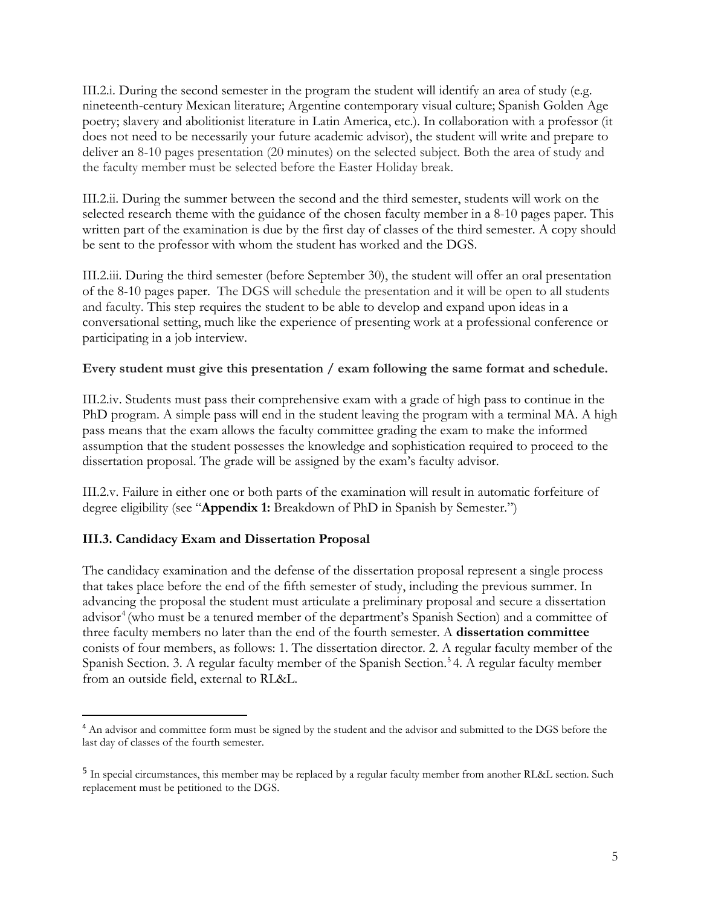III.2.i. During the second semester in the program the student will identify an area of study (e.g. nineteenth-century Mexican literature; Argentine contemporary visual culture; Spanish Golden Age poetry; slavery and abolitionist literature in Latin America, etc.). In collaboration with a professor (it does not need to be necessarily your future academic advisor), the student will write and prepare to deliver an 8-10 pages presentation (20 minutes) on the selected subject. Both the area of study and the faculty member must be selected before the Easter Holiday break.

III.2.ii. During the summer between the second and the third semester, students will work on the selected research theme with the guidance of the chosen faculty member in a 8-10 pages paper. This written part of the examination is due by the first day of classes of the third semester. A copy should be sent to the professor with whom the student has worked and the DGS.

III.2.iii. During the third semester (before September 30), the student will offer an oral presentation of the 8-10 pages paper. The DGS will schedule the presentation and it will be open to all students and faculty. This step requires the student to be able to develop and expand upon ideas in a conversational setting, much like the experience of presenting work at a professional conference or participating in a job interview.

**Every student must give this presentation / exam following the same format and schedule.**

III.2.iv. Students must pass their comprehensive exam with a grade of high pass to continue in the PhD program. A simple pass will end in the student leaving the program with a terminal MA. A high pass means that the exam allows the faculty committee grading the exam to make the informed assumption that the student possesses the knowledge and sophistication required to proceed to the dissertation proposal. The grade will be assigned by the exam's faculty advisor.

III.2.v. Failure in either one or both parts of the examination will result in automatic forfeiture of degree eligibility (see "**Appendix 1:** Breakdown of PhD in Spanish by Semester.")

### III.3. Candidacy Exam and Dissertation Proposal

The candidacy examination and the defense of the dissertation proposal represent a single process that takes place before the end of the fifth semester of study, including the previous summer. In advancing the proposal the student must articulate a preliminary proposal and secure a dissertation advisor[4] (who must be a tenured member of the department's Spanish Section) and a committee of three faculty members no later than the end of the fourth semester. A **dissertation committee** conists of four members, as follows: 1. The dissertation director. 2. A regular faculty member of the Spanish Section. 3. A regular faculty member of the Spanish Section.[5] 4. A regular faculty member from an outside field, external to RL&L.

---

[4] An advisor and committee form must be signed by the student and the advisor and submitted to the DGS before the last day of classes of the fourth semester.

[5] In special circumstances, this member may be replaced by a regular faculty member from another RL&L section. Such replacement must be petitioned to the DGS.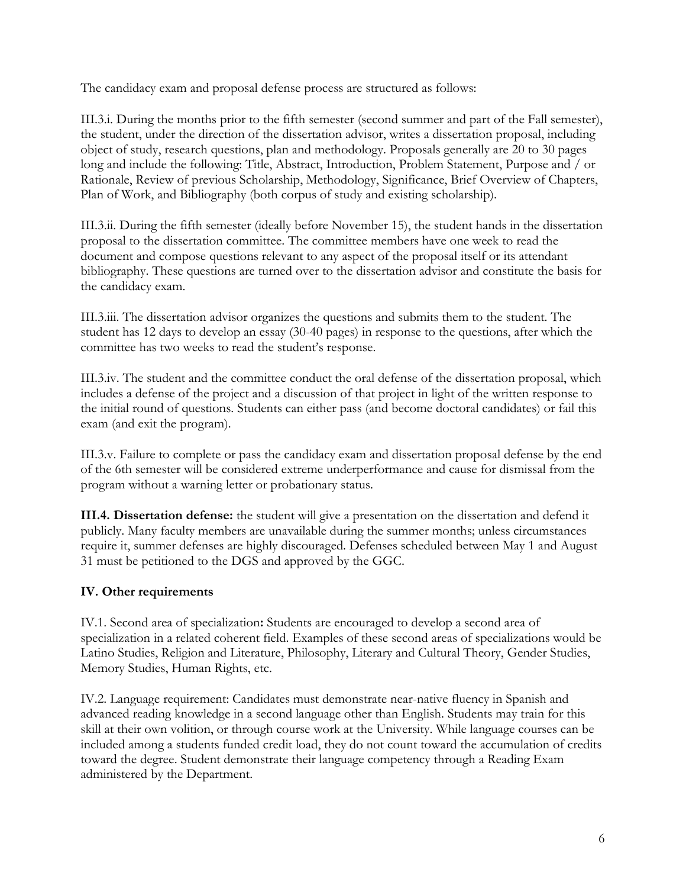The candidacy exam and proposal defense process are structured as follows:

III.3.i. During the months prior to the fifth semester (second summer and part of the Fall semester), the student, under the direction of the dissertation advisor, writes a dissertation proposal, including object of study, research questions, plan and methodology. Proposals generally are 20 to 30 pages long and include the following: Title, Abstract, Introduction, Problem Statement, Purpose and / or Rationale, Review of previous Scholarship, Methodology, Significance, Brief Overview of Chapters, Plan of Work, and Bibliography (both corpus of study and existing scholarship).

III.3.ii. During the fifth semester (ideally before November 15), the student hands in the dissertation proposal to the dissertation committee. The committee members have one week to read the document and compose questions relevant to any aspect of the proposal itself or its attendant bibliography. These questions are turned over to the dissertation advisor and constitute the basis for the candidacy exam.

III.3.iii. The dissertation advisor organizes the questions and submits them to the student. The student has 12 days to develop an essay (30-40 pages) in response to the questions, after which the committee has two weeks to read the student's response.

III.3.iv. The student and the committee conduct the oral defense of the dissertation proposal, which includes a defense of the project and a discussion of that project in light of the written response to the initial round of questions. Students can either pass (and become doctoral candidates) or fail this exam (and exit the program).

III.3.v. Failure to complete or pass the candidacy exam and dissertation proposal defense by the end of the 6th semester will be considered extreme underperformance and cause for dismissal from the program without a warning letter or probationary status.

**III.4. Dissertation defense:** the student will give a presentation on the dissertation and defend it publicly. Many faculty members are unavailable during the summer months; unless circumstances require it, summer defenses are highly discouraged. Defenses scheduled between May 1 and August 31 must be petitioned to the DGS and approved by the GGC.

## IV. Other requirements

IV.1. Second area of specialization**:** Students are encouraged to develop a second area of specialization in a related coherent field. Examples of these second areas of specializations would be Latino Studies, Religion and Literature, Philosophy, Literary and Cultural Theory, Gender Studies, Memory Studies, Human Rights, etc.

IV.2. Language requirement: Candidates must demonstrate near-native fluency in Spanish and advanced reading knowledge in a second language other than English. Students may train for this skill at their own volition, or through course work at the University. While language courses can be included among a students funded credit load, they do not count toward the accumulation of credits toward the degree. Student demonstrate their language competency through a Reading Exam administered by the Department.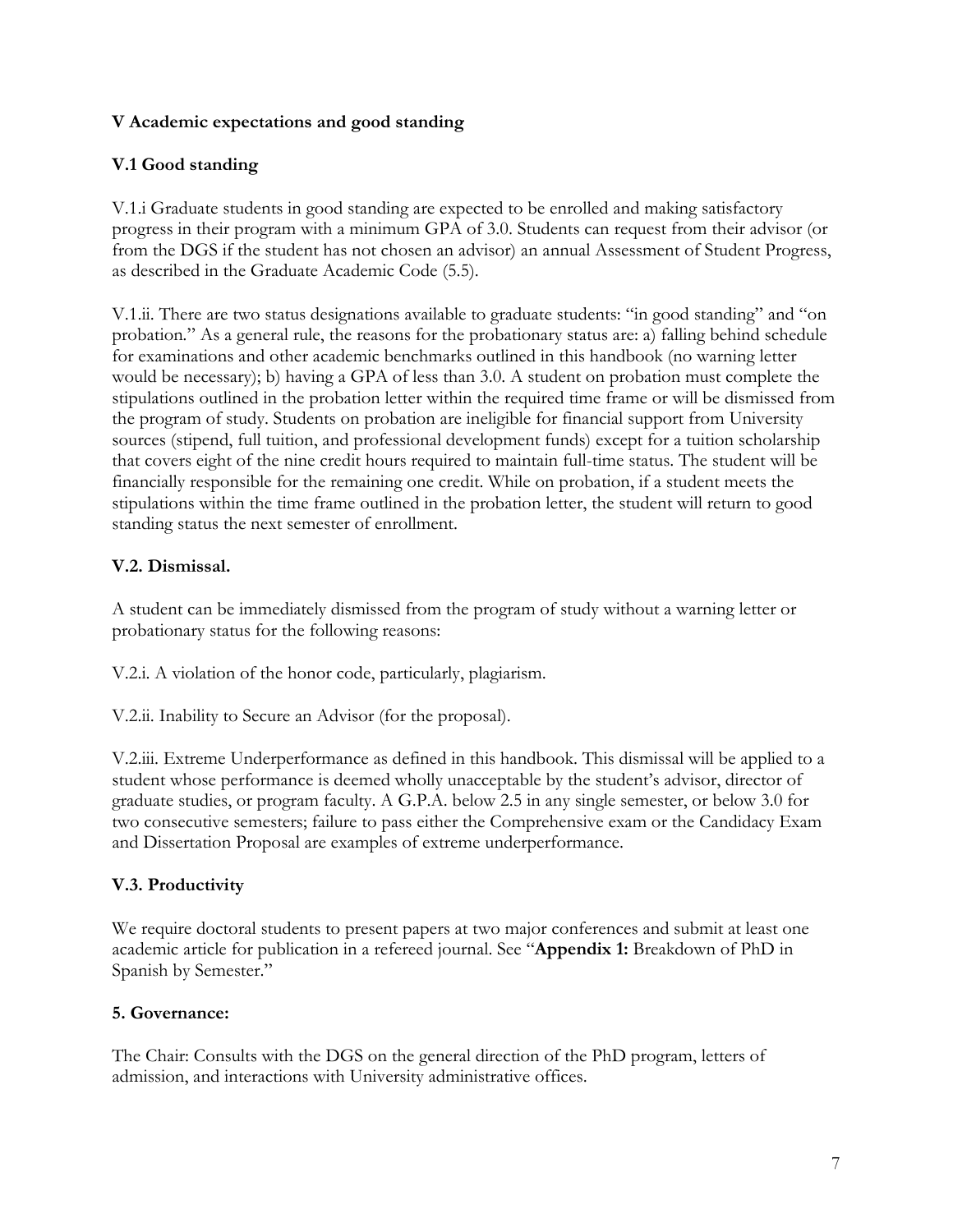## V Academic expectations and good standing

### V.1 Good standing

V.1.i Graduate students in good standing are expected to be enrolled and making satisfactory progress in their program with a minimum GPA of 3.0. Students can request from their advisor (or from the DGS if the student has not chosen an advisor) an annual Assessment of Student Progress, as described in the Graduate Academic Code (5.5).

V.1.ii. There are two status designations available to graduate students: "in good standing" and "on probation." As a general rule, the reasons for the probationary status are: a) falling behind schedule for examinations and other academic benchmarks outlined in this handbook (no warning letter would be necessary); b) having a GPA of less than 3.0. A student on probation must complete the stipulations outlined in the probation letter within the required time frame or will be dismissed from the program of study. Students on probation are ineligible for financial support from University sources (stipend, full tuition, and professional development funds) except for a tuition scholarship that covers eight of the nine credit hours required to maintain full-time status. The student will be financially responsible for the remaining one credit. While on probation, if a student meets the stipulations within the time frame outlined in the probation letter, the student will return to good standing status the next semester of enrollment.

### V.2. Dismissal.

A student can be immediately dismissed from the program of study without a warning letter or probationary status for the following reasons:

V.2.i. A violation of the honor code, particularly, plagiarism.

V.2.ii. Inability to Secure an Advisor (for the proposal).

V.2.iii. Extreme Underperformance as defined in this handbook. This dismissal will be applied to a student whose performance is deemed wholly unacceptable by the student's advisor, director of graduate studies, or program faculty. A G.P.A. below 2.5 in any single semester, or below 3.0 for two consecutive semesters; failure to pass either the Comprehensive exam or the Candidacy Exam and Dissertation Proposal are examples of extreme underperformance.

### V.3. Productivity

We require doctoral students to present papers at two major conferences and submit at least one academic article for publication in a refereed journal. See "**Appendix 1:** Breakdown of PhD in Spanish by Semester."

### 5. Governance:

The Chair: Consults with the DGS on the general direction of the PhD program, letters of admission, and interactions with University administrative offices.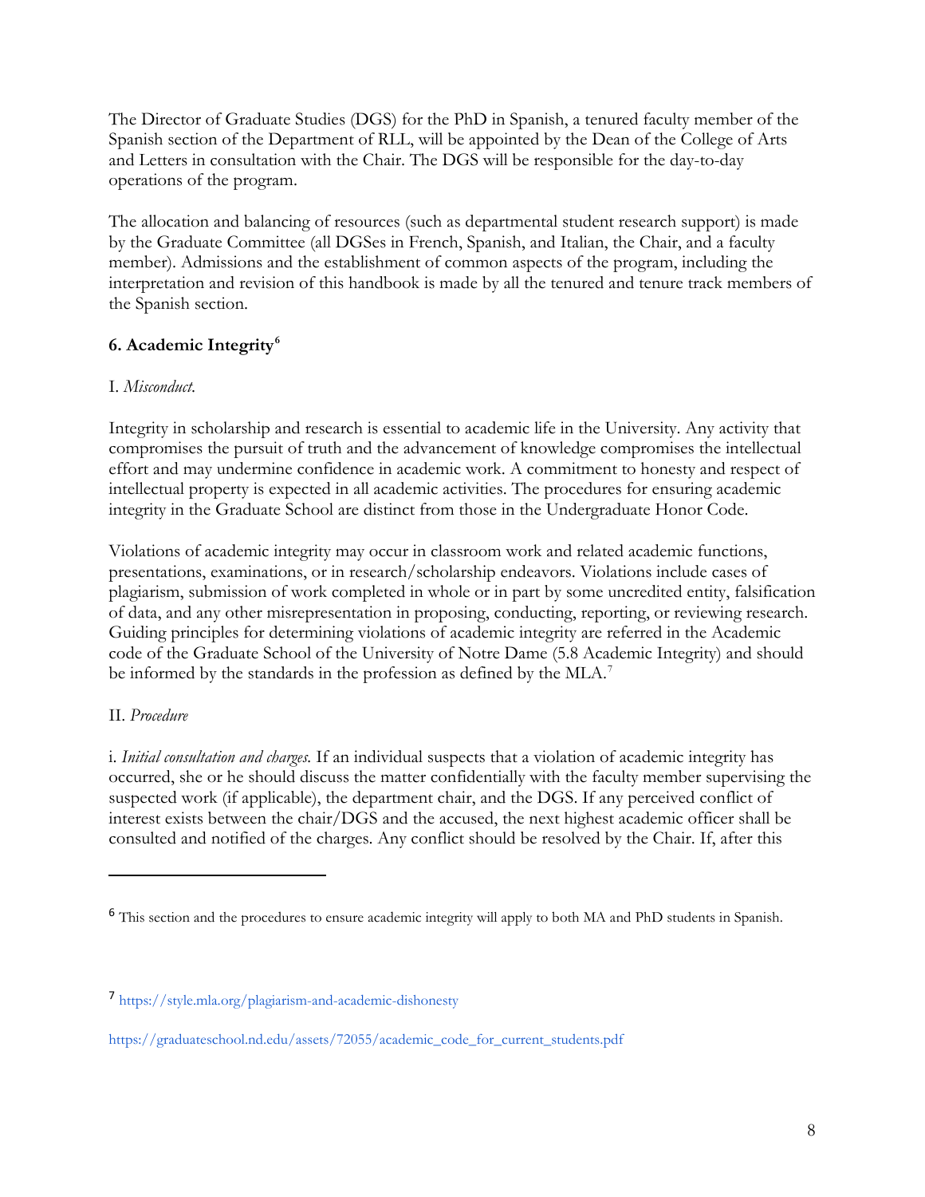The Director of Graduate Studies (DGS) for the PhD in Spanish, a tenured faculty member of the Spanish section of the Department of RLL, will be appointed by the Dean of the College of Arts and Letters in consultation with the Chair. The DGS will be responsible for the day-to-day operations of the program.

The allocation and balancing of resources (such as departmental student research support) is made by the Graduate Committee (all DGSes in French, Spanish, and Italian, the Chair, and a faculty member). Admissions and the establishment of common aspects of the program, including the interpretation and revision of this handbook is made by all the tenured and tenure track members of the Spanish section.

### 6. Academic Integrity[6]

I. *Misconduct.*

Integrity in scholarship and research is essential to academic life in the University. Any activity that compromises the pursuit of truth and the advancement of knowledge compromises the intellectual effort and may undermine confidence in academic work. A commitment to honesty and respect of intellectual property is expected in all academic activities. The procedures for ensuring academic integrity in the Graduate School are distinct from those in the Undergraduate Honor Code.

Violations of academic integrity may occur in classroom work and related academic functions, presentations, examinations, or in research/scholarship endeavors. Violations include cases of plagiarism, submission of work completed in whole or in part by some uncredited entity, falsification of data, and any other misrepresentation in proposing, conducting, reporting, or reviewing research. Guiding principles for determining violations of academic integrity are referred in the Academic code of the Graduate School of the University of Notre Dame (5.8 Academic Integrity) and should be informed by the standards in the profession as defined by the MLA.[7]

II. *Procedure*

i. *Initial consultation and charges.* If an individual suspects that a violation of academic integrity has occurred, she or he should discuss the matter confidentially with the faculty member supervising the suspected work (if applicable), the department chair, and the DGS. If any perceived conflict of interest exists between the chair/DGS and the accused, the next highest academic officer shall be consulted and notified of the charges. Any conflict should be resolved by the Chair. If, after this

---

[6] This section and the procedures to ensure academic integrity will apply to both MA and PhD students in Spanish.

[7] https://style.mla.org/plagiarism-and-academic-dishonesty

https://graduateschool.nd.edu/assets/72055/academic_code_for_current_students.pdf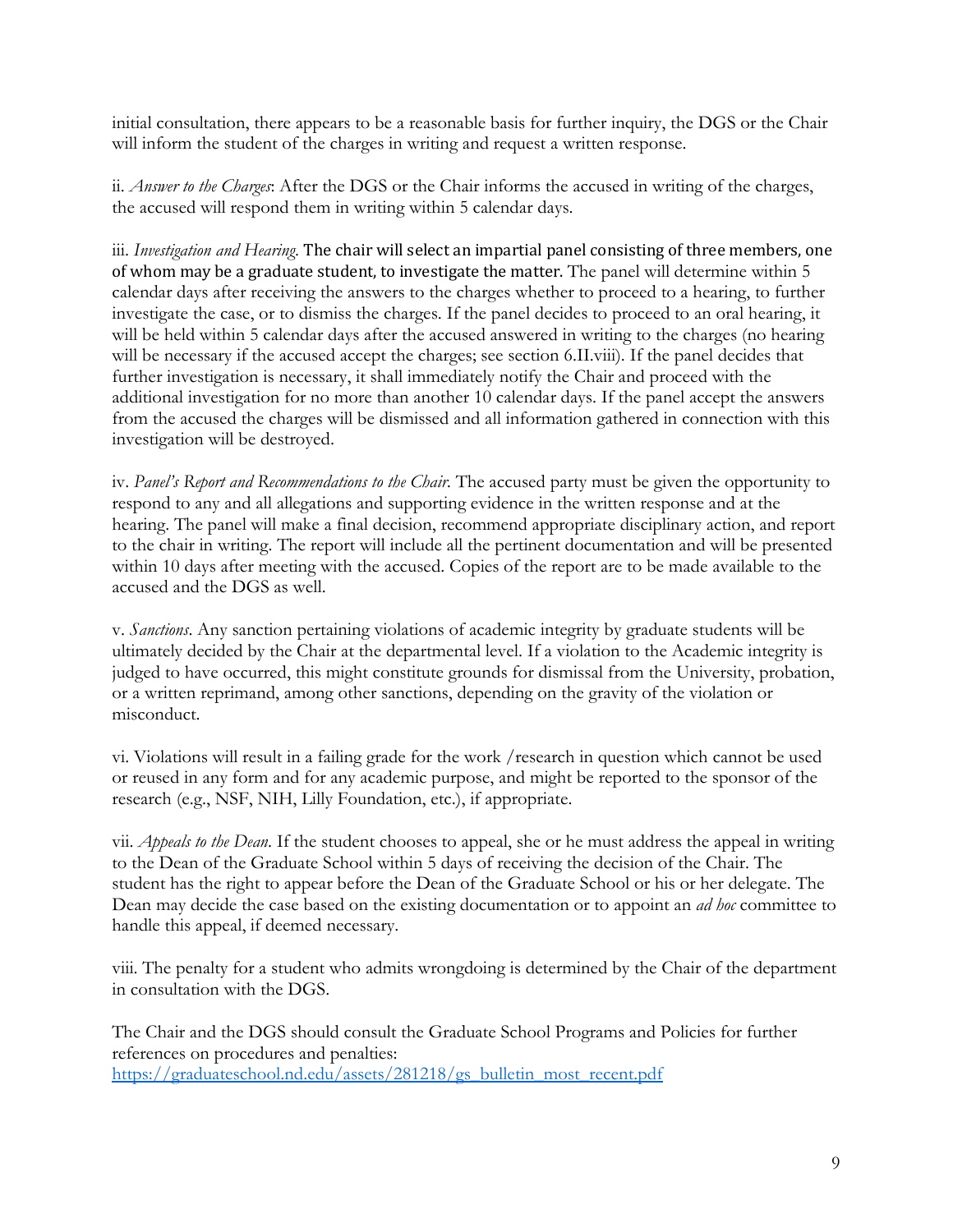initial consultation, there appears to be a reasonable basis for further inquiry, the DGS or the Chair will inform the student of the charges in writing and request a written response.

ii. *Answer to the Charges*: After the DGS or the Chair informs the accused in writing of the charges, the accused will respond them in writing within 5 calendar days.

iii. *Investigation and Hearing*. The chair will select an impartial panel consisting of three members, one of whom may be a graduate student, to investigate the matter. The panel will determine within 5 calendar days after receiving the answers to the charges whether to proceed to a hearing, to further investigate the case, or to dismiss the charges. If the panel decides to proceed to an oral hearing, it will be held within 5 calendar days after the accused answered in writing to the charges (no hearing will be necessary if the accused accept the charges; see section 6.II.viii). If the panel decides that further investigation is necessary, it shall immediately notify the Chair and proceed with the additional investigation for no more than another 10 calendar days. If the panel accept the answers from the accused the charges will be dismissed and all information gathered in connection with this investigation will be destroyed.

iv. *Panel's Report and Recommendations to the Chair*. The accused party must be given the opportunity to respond to any and all allegations and supporting evidence in the written response and at the hearing. The panel will make a final decision, recommend appropriate disciplinary action, and report to the chair in writing. The report will include all the pertinent documentation and will be presented within 10 days after meeting with the accused. Copies of the report are to be made available to the accused and the DGS as well.

v. *Sanctions*. Any sanction pertaining violations of academic integrity by graduate students will be ultimately decided by the Chair at the departmental level. If a violation to the Academic integrity is judged to have occurred, this might constitute grounds for dismissal from the University, probation, or a written reprimand, among other sanctions, depending on the gravity of the violation or misconduct.

vi. Violations will result in a failing grade for the work /research in question which cannot be used or reused in any form and for any academic purpose, and might be reported to the sponsor of the research (e.g., NSF, NIH, Lilly Foundation, etc.), if appropriate.

vii. *Appeals to the Dean*. If the student chooses to appeal, she or he must address the appeal in writing to the Dean of the Graduate School within 5 days of receiving the decision of the Chair. The student has the right to appear before the Dean of the Graduate School or his or her delegate. The Dean may decide the case based on the existing documentation or to appoint an *ad hoc* committee to handle this appeal, if deemed necessary.

viii. The penalty for a student who admits wrongdoing is determined by the Chair of the department in consultation with the DGS.

The Chair and the DGS should consult the Graduate School Programs and Policies for further references on procedures and penalties:
[https://graduateschool.nd.edu/assets/281218/gs_bulletin_most_recent.pdf](https://graduateschool.nd.edu/assets/281218/gs_bulletin_most_recent.pdf)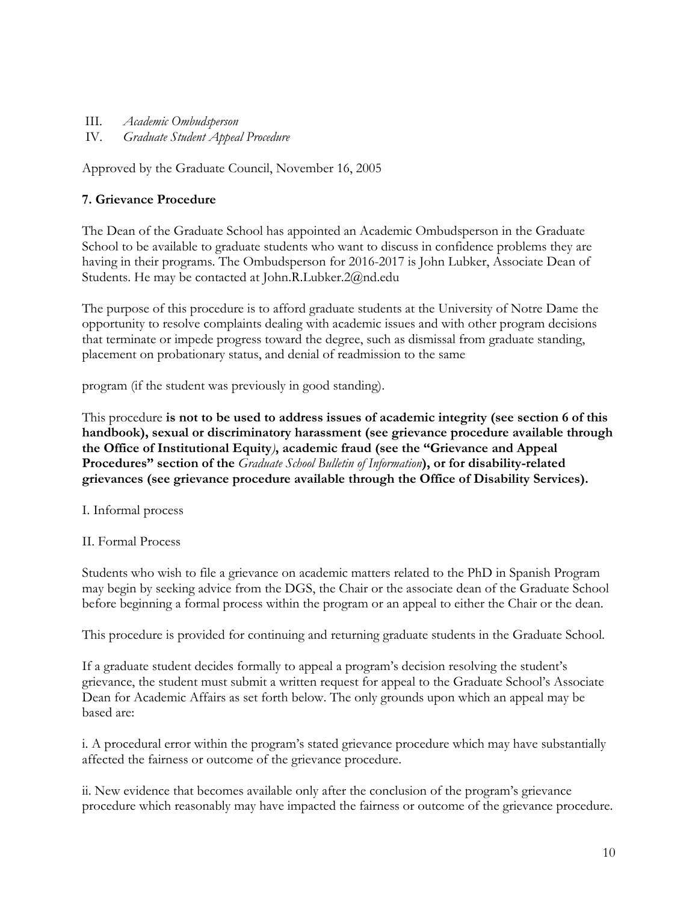III. *Academic Ombudsperson*
IV. *Graduate Student Appeal Procedure*

Approved by the Graduate Council, November 16, 2005

**7. Grievance Procedure**

The Dean of the Graduate School has appointed an Academic Ombudsperson in the Graduate School to be available to graduate students who want to discuss in confidence problems they are having in their programs. The Ombudsperson for 2016-2017 is John Lubker, Associate Dean of Students. He may be contacted at John.R.Lubker.2@nd.edu

The purpose of this procedure is to afford graduate students at the University of Notre Dame the opportunity to resolve complaints dealing with academic issues and with other program decisions that terminate or impede progress toward the degree, such as dismissal from graduate standing, placement on probationary status, and denial of readmission to the same

program (if the student was previously in good standing).

This procedure **is not to be used to address issues of academic integrity (see section 6 of this handbook), sexual or discriminatory harassment (see grievance procedure available through the Office of Institutional Equity*)*, academic fraud (see the "Grievance and Appeal Procedures" section of the** ***Graduate School Bulletin of Information*****), or for disability-related grievances (see grievance procedure available through the Office of Disability Services).**

I. Informal process

II. Formal Process

Students who wish to file a grievance on academic matters related to the PhD in Spanish Program may begin by seeking advice from the DGS, the Chair or the associate dean of the Graduate School before beginning a formal process within the program or an appeal to either the Chair or the dean.

This procedure is provided for continuing and returning graduate students in the Graduate School.

If a graduate student decides formally to appeal a program's decision resolving the student's grievance, the student must submit a written request for appeal to the Graduate School's Associate Dean for Academic Affairs as set forth below. The only grounds upon which an appeal may be based are:

i. A procedural error within the program's stated grievance procedure which may have substantially affected the fairness or outcome of the grievance procedure.

ii. New evidence that becomes available only after the conclusion of the program's grievance procedure which reasonably may have impacted the fairness or outcome of the grievance procedure.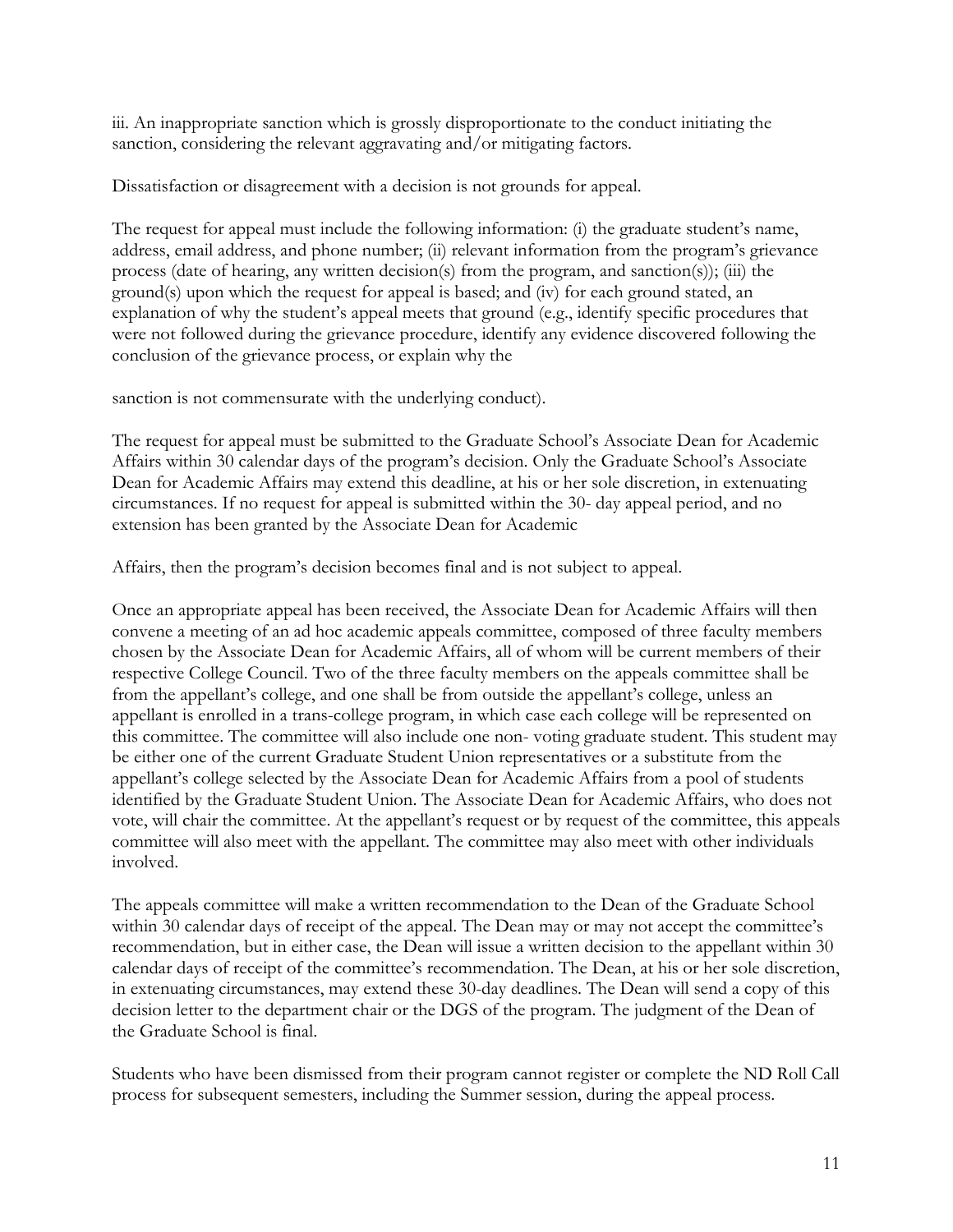iii. An inappropriate sanction which is grossly disproportionate to the conduct initiating the sanction, considering the relevant aggravating and/or mitigating factors.

Dissatisfaction or disagreement with a decision is not grounds for appeal.

The request for appeal must include the following information: (i) the graduate student's name, address, email address, and phone number; (ii) relevant information from the program's grievance process (date of hearing, any written decision(s) from the program, and sanction(s)); (iii) the ground(s) upon which the request for appeal is based; and (iv) for each ground stated, an explanation of why the student's appeal meets that ground (e.g., identify specific procedures that were not followed during the grievance procedure, identify any evidence discovered following the conclusion of the grievance process, or explain why the sanction is not commensurate with the underlying conduct).

The request for appeal must be submitted to the Graduate School's Associate Dean for Academic Affairs within 30 calendar days of the program's decision. Only the Graduate School's Associate Dean for Academic Affairs may extend this deadline, at his or her sole discretion, in extenuating circumstances. If no request for appeal is submitted within the 30- day appeal period, and no extension has been granted by the Associate Dean for Academic Affairs, then the program's decision becomes final and is not subject to appeal.

Once an appropriate appeal has been received, the Associate Dean for Academic Affairs will then convene a meeting of an ad hoc academic appeals committee, composed of three faculty members chosen by the Associate Dean for Academic Affairs, all of whom will be current members of their respective College Council. Two of the three faculty members on the appeals committee shall be from the appellant's college, and one shall be from outside the appellant's college, unless an appellant is enrolled in a trans-college program, in which case each college will be represented on this committee. The committee will also include one non- voting graduate student. This student may be either one of the current Graduate Student Union representatives or a substitute from the appellant's college selected by the Associate Dean for Academic Affairs from a pool of students identified by the Graduate Student Union. The Associate Dean for Academic Affairs, who does not vote, will chair the committee. At the appellant's request or by request of the committee, this appeals committee will also meet with the appellant. The committee may also meet with other individuals involved.

The appeals committee will make a written recommendation to the Dean of the Graduate School within 30 calendar days of receipt of the appeal. The Dean may or may not accept the committee's recommendation, but in either case, the Dean will issue a written decision to the appellant within 30 calendar days of receipt of the committee's recommendation. The Dean, at his or her sole discretion, in extenuating circumstances, may extend these 30-day deadlines. The Dean will send a copy of this decision letter to the department chair or the DGS of the program. The judgment of the Dean of the Graduate School is final.

Students who have been dismissed from their program cannot register or complete the ND Roll Call process for subsequent semesters, including the Summer session, during the appeal process.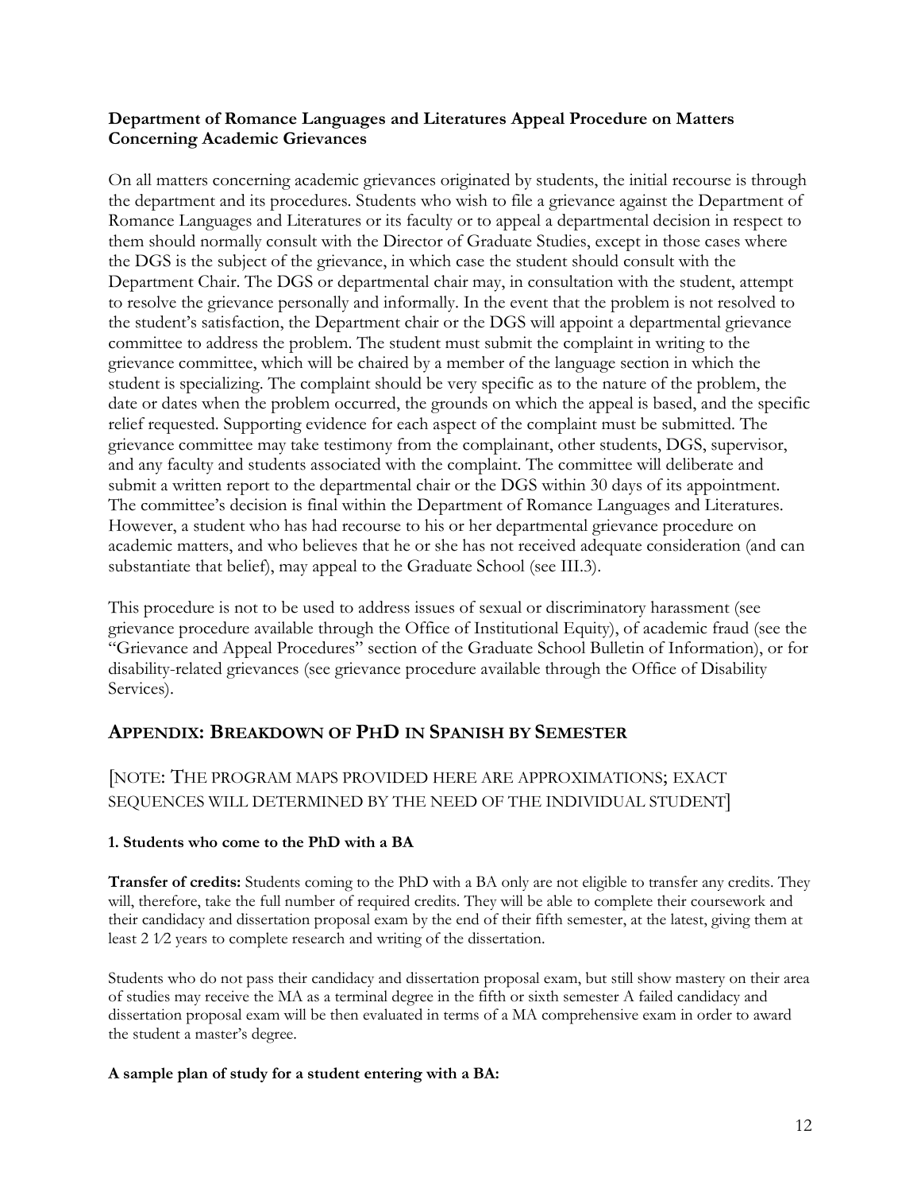**Department of Romance Languages and Literatures Appeal Procedure on Matters Concerning Academic Grievances**

On all matters concerning academic grievances originated by students, the initial recourse is through the department and its procedures. Students who wish to file a grievance against the Department of Romance Languages and Literatures or its faculty or to appeal a departmental decision in respect to them should normally consult with the Director of Graduate Studies, except in those cases where the DGS is the subject of the grievance, in which case the student should consult with the Department Chair. The DGS or departmental chair may, in consultation with the student, attempt to resolve the grievance personally and informally. In the event that the problem is not resolved to the student's satisfaction, the Department chair or the DGS will appoint a departmental grievance committee to address the problem. The student must submit the complaint in writing to the grievance committee, which will be chaired by a member of the language section in which the student is specializing. The complaint should be very specific as to the nature of the problem, the date or dates when the problem occurred, the grounds on which the appeal is based, and the specific relief requested. Supporting evidence for each aspect of the complaint must be submitted. The grievance committee may take testimony from the complainant, other students, DGS, supervisor, and any faculty and students associated with the complaint. The committee will deliberate and submit a written report to the departmental chair or the DGS within 30 days of its appointment. The committee's decision is final within the Department of Romance Languages and Literatures. However, a student who has had recourse to his or her departmental grievance procedure on academic matters, and who believes that he or she has not received adequate consideration (and can substantiate that belief), may appeal to the Graduate School (see III.3).

This procedure is not to be used to address issues of sexual or discriminatory harassment (see grievance procedure available through the Office of Institutional Equity), of academic fraud (see the "Grievance and Appeal Procedures" section of the Graduate School Bulletin of Information), or for disability-related grievances (see grievance procedure available through the Office of Disability Services).

## Appendix: Breakdown of PhD in Spanish by Semester

[NOTE: THE PROGRAM MAPS PROVIDED HERE ARE APPROXIMATIONS; EXACT SEQUENCES WILL DETERMINED BY THE NEED OF THE INDIVIDUAL STUDENT]

**1. Students who come to the PhD with a BA**

**Transfer of credits:** Students coming to the PhD with a BA only are not eligible to transfer any credits. They will, therefore, take the full number of required credits. They will be able to complete their coursework and their candidacy and dissertation proposal exam by the end of their fifth semester, at the latest, giving them at least 2 1⁄2 years to complete research and writing of the dissertation.

Students who do not pass their candidacy and dissertation proposal exam, but still show mastery on their area of studies may receive the MA as a terminal degree in the fifth or sixth semester A failed candidacy and dissertation proposal exam will be then evaluated in terms of a MA comprehensive exam in order to award the student a master's degree.

**A sample plan of study for a student entering with a BA:**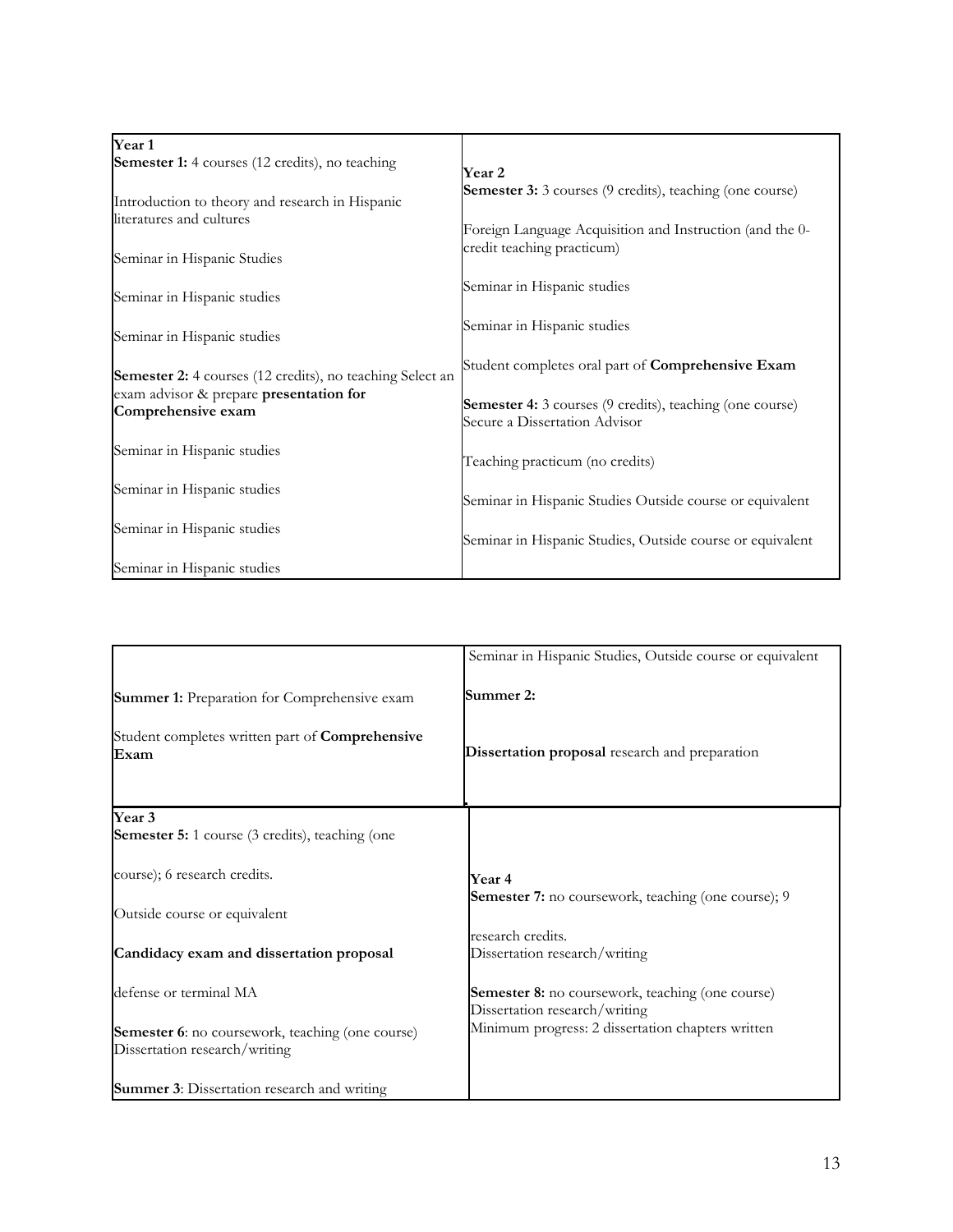| **Year 1**<br>**Semester 1:** 4 courses (12 credits), no teaching<br><br>Introduction to theory and research in Hispanic literatures and cultures<br><br>Seminar in Hispanic Studies<br><br>Seminar in Hispanic studies<br><br>Seminar in Hispanic studies<br><br>**Semester 2:** 4 courses (12 credits), no teaching Select an exam advisor & prepare **presentation for Comprehensive exam**<br><br>Seminar in Hispanic studies<br><br>Seminar in Hispanic studies<br><br>Seminar in Hispanic studies<br><br>Seminar in Hispanic studies | **Year 2**<br>**Semester 3:** 3 courses (9 credits), teaching (one course)<br><br>Foreign Language Acquisition and Instruction (and the 0-credit teaching practicum)<br><br>Seminar in Hispanic studies<br><br>Seminar in Hispanic studies<br><br>Student completes oral part of **Comprehensive Exam**<br><br>**Semester 4:** 3 courses (9 credits), teaching (one course) Secure a Dissertation Advisor<br><br>Teaching practicum (no credits)<br><br>Seminar in Hispanic Studies Outside course or equivalent<br><br>Seminar in Hispanic Studies, Outside course or equivalent |
|---|---|

| | Seminar in Hispanic Studies, Outside course or equivalent |
|---|---|
| **Summer 1:** Preparation for Comprehensive exam<br><br>Student completes written part of **Comprehensive Exam** | **Summer 2:**<br><br>**Dissertation proposal** research and preparation |
| **Year 3**<br>**Semester 5:** 1 course (3 credits), teaching (one course); 6 research credits.<br><br>Outside course or equivalent<br><br>**Candidacy exam and dissertation proposal** defense or terminal MA<br><br>**Semester 6**: no coursework, teaching (one course) Dissertation research/writing<br><br>**Summer 3**: Dissertation research and writing | **Year 4**<br>**Semester 7:** no coursework, teaching (one course); 9 research credits.<br>Dissertation research/writing<br><br>**Semester 8:** no coursework, teaching (one course) Dissertation research/writing<br>Minimum progress: 2 dissertation chapters written |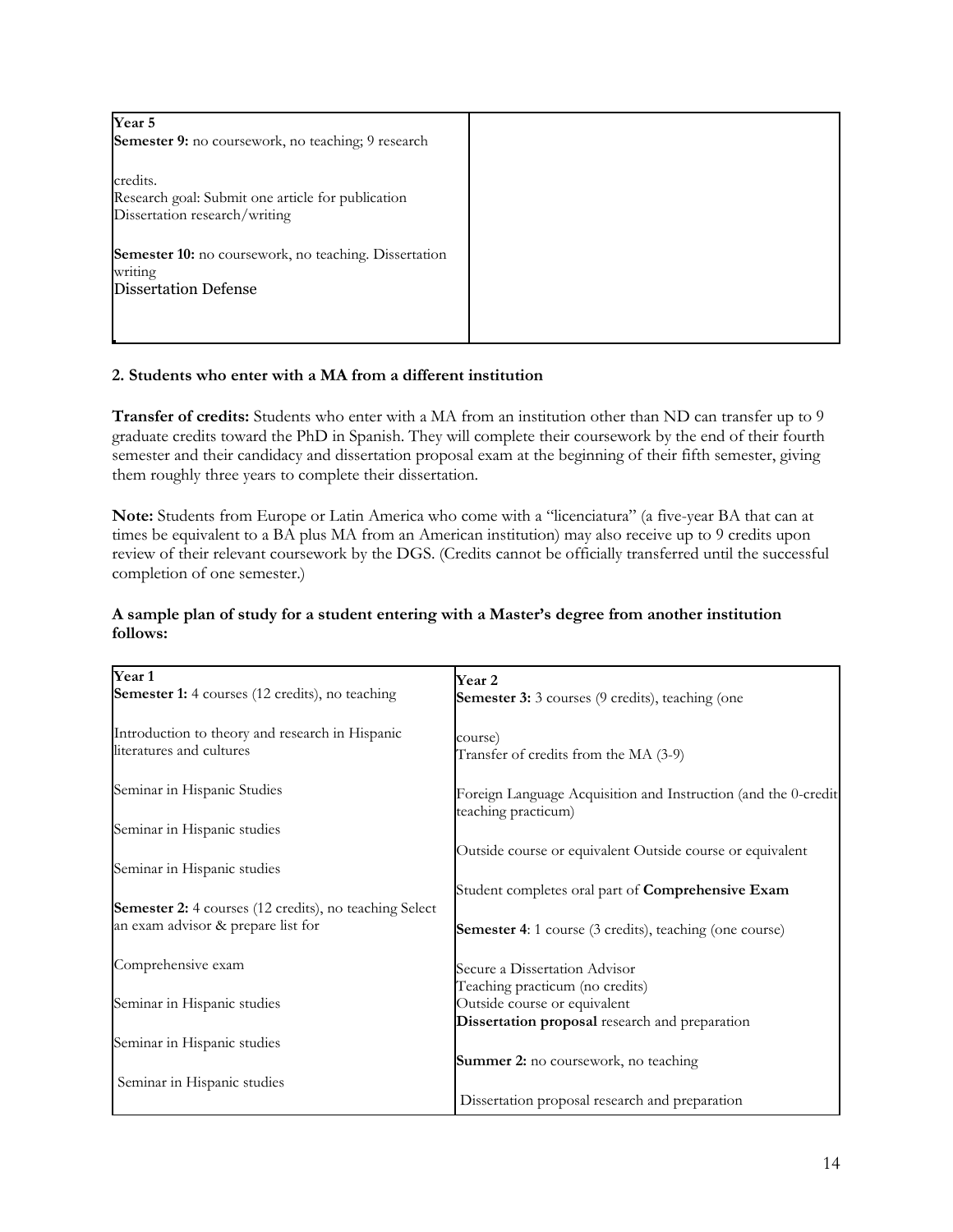| Year 5<br>**Semester 9:** no coursework, no teaching; 9 research credits.<br>Research goal: Submit one article for publication<br>Dissertation research/writing<br><br>**Semester 10:** no coursework, no teaching. Dissertation writing<br>Dissertation Defense | |
|---|---|

**2. Students who enter with a MA from a different institution**

**Transfer of credits:** Students who enter with a MA from an institution other than ND can transfer up to 9 graduate credits toward the PhD in Spanish. They will complete their coursework by the end of their fourth semester and their candidacy and dissertation proposal exam at the beginning of their fifth semester, giving them roughly three years to complete their dissertation.

**Note:** Students from Europe or Latin America who come with a "licenciatura" (a five-year BA that can at times be equivalent to a BA plus MA from an American institution) may also receive up to 9 credits upon review of their relevant coursework by the DGS. (Credits cannot be officially transferred until the successful completion of one semester.)

**A sample plan of study for a student entering with a Master's degree from another institution follows:**

| Year 1<br>**Semester 1:** 4 courses (12 credits), no teaching<br><br>Introduction to theory and research in Hispanic literatures and cultures<br><br>Seminar in Hispanic Studies<br><br>Seminar in Hispanic studies<br><br>Seminar in Hispanic studies<br><br>**Semester 2:** 4 courses (12 credits), no teaching Select an exam advisor & prepare list for<br><br>Comprehensive exam<br><br>Seminar in Hispanic studies<br><br>Seminar in Hispanic studies<br><br>Seminar in Hispanic studies | Year 2<br>**Semester 3:** 3 courses (9 credits), teaching (one course)<br>Transfer of credits from the MA (3-9)<br><br>Foreign Language Acquisition and Instruction (and the 0-credit teaching practicum)<br><br>Outside course or equivalent Outside course or equivalent<br><br>Student completes oral part of **Comprehensive Exam**<br><br>**Semester 4**: 1 course (3 credits), teaching (one course)<br><br>Secure a Dissertation Advisor<br>Teaching practicum (no credits)<br>Outside course or equivalent<br>**Dissertation proposal** research and preparation<br><br>**Summer 2:** no coursework, no teaching<br><br>Dissertation proposal research and preparation |
|---|---|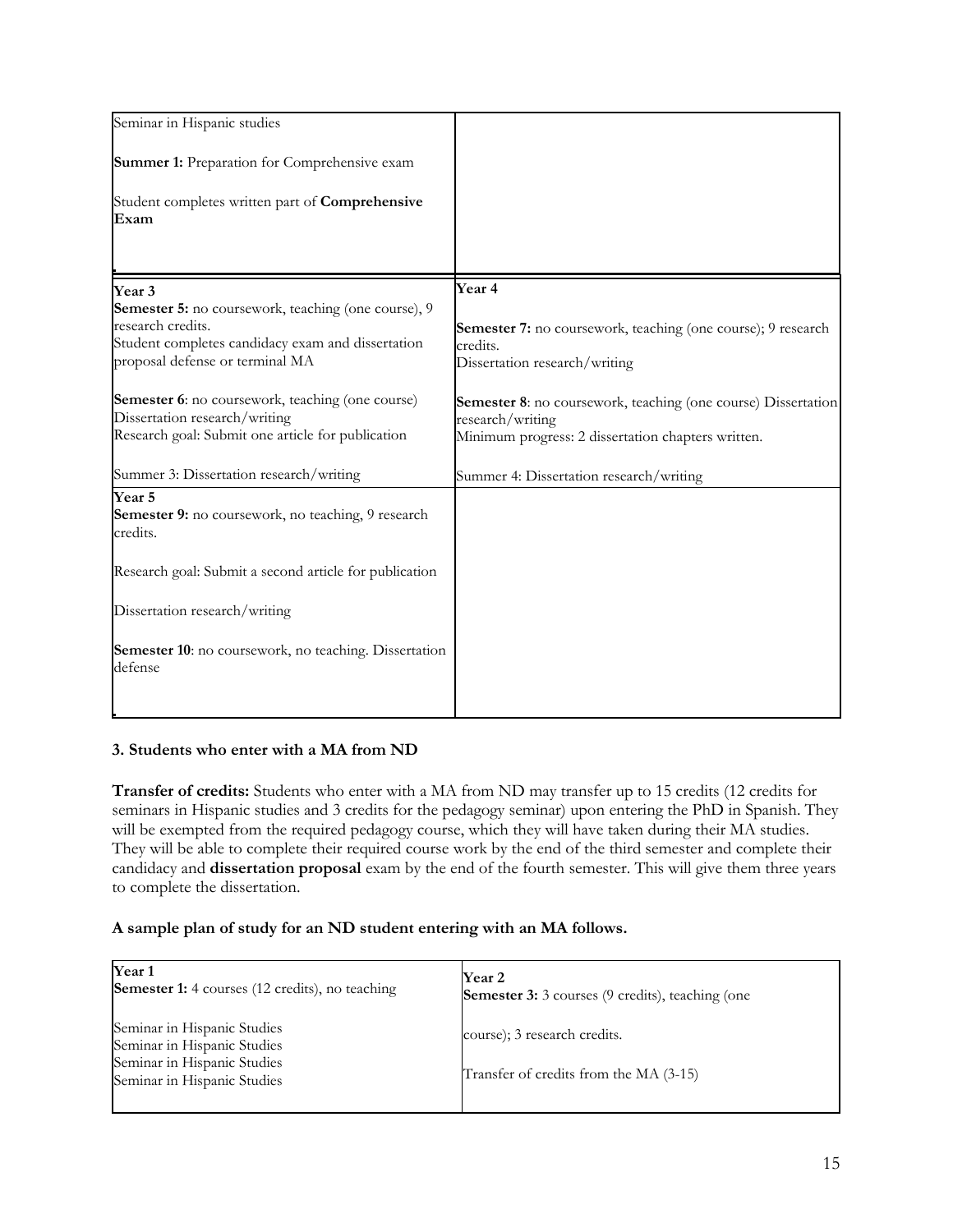| | |
|---|---|
| Seminar in Hispanic studies<br><br>**Summer 1:** Preparation for Comprehensive exam<br><br>Student completes written part of **Comprehensive Exam** | |
| **Year 3**<br>**Semester 5:** no coursework, teaching (one course), 9 research credits.<br>Student completes candidacy exam and dissertation proposal defense or terminal MA<br><br>**Semester 6**: no coursework, teaching (one course) Dissertation research/writing<br>Research goal: Submit one article for publication<br><br>Summer 3: Dissertation research/writing | **Year 4**<br><br>**Semester 7:** no coursework, teaching (one course); 9 research credits.<br>Dissertation research/writing<br><br>**Semester 8**: no coursework, teaching (one course) Dissertation research/writing<br>Minimum progress: 2 dissertation chapters written.<br><br>Summer 4: Dissertation research/writing |
| **Year 5**<br>**Semester 9:** no coursework, no teaching, 9 research credits.<br><br>Research goal: Submit a second article for publication<br><br>Dissertation research/writing<br><br>**Semester 10**: no coursework, no teaching. Dissertation defense | |

### 3. Students who enter with a MA from ND

**Transfer of credits:** Students who enter with a MA from ND may transfer up to 15 credits (12 credits for seminars in Hispanic studies and 3 credits for the pedagogy seminar) upon entering the PhD in Spanish. They will be exempted from the required pedagogy course, which they will have taken during their MA studies. They will be able to complete their required course work by the end of the third semester and complete their candidacy and **dissertation proposal** exam by the end of the fourth semester. This will give them three years to complete the dissertation.

**A sample plan of study for an ND student entering with an MA follows.**

| | |
|---|---|
| **Year 1**<br>**Semester 1:** 4 courses (12 credits), no teaching<br><br>Seminar in Hispanic Studies<br>Seminar in Hispanic Studies<br>Seminar in Hispanic Studies<br>Seminar in Hispanic Studies | **Year 2**<br>**Semester 3:** 3 courses (9 credits), teaching (one course); 3 research credits.<br><br>Transfer of credits from the MA (3-15) |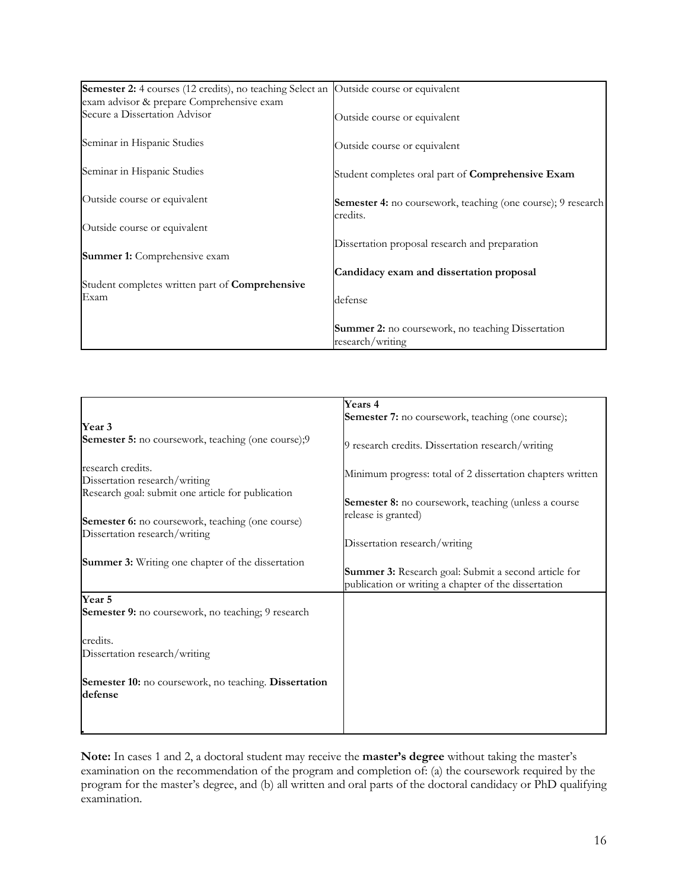| | |
|---|---|
| **Semester 2:** 4 courses (12 credits), no teaching Select an exam advisor & prepare Comprehensive exam<br>Secure a Dissertation Advisor<br><br>Seminar in Hispanic Studies<br><br>Seminar in Hispanic Studies<br><br>Outside course or equivalent<br><br>Outside course or equivalent<br><br>**Summer 1:** Comprehensive exam<br><br>Student completes written part of **Comprehensive** Exam | Outside course or equivalent<br><br>Outside course or equivalent<br><br>Outside course or equivalent<br><br>Student completes oral part of **Comprehensive Exam**<br><br>**Semester 4:** no coursework, teaching (one course); 9 research credits.<br><br>Dissertation proposal research and preparation<br><br>**Candidacy exam and dissertation proposal**<br><br>defense<br><br>**Summer 2:** no coursework, no teaching Dissertation research/writing |

| | |
|---|---|
| **Year 3**<br>**Semester 5:** no coursework, teaching (one course);9<br><br>research credits.<br>Dissertation research/writing<br>Research goal: submit one article for publication<br><br>**Semester 6:** no coursework, teaching (one course)<br>Dissertation research/writing<br><br>**Summer 3:** Writing one chapter of the dissertation | **Years 4**<br>**Semester 7:** no coursework, teaching (one course);<br><br>9 research credits. Dissertation research/writing<br><br>Minimum progress: total of 2 dissertation chapters written<br><br>**Semester 8:** no coursework, teaching (unless a course release is granted)<br><br>Dissertation research/writing<br><br>**Summer 3:** Research goal: Submit a second article for publication or writing a chapter of the dissertation |
| **Year 5**<br>**Semester 9:** no coursework, no teaching; 9 research<br><br>credits.<br>Dissertation research/writing<br><br>**Semester 10:** no coursework, no teaching. **Dissertation defense** | |

**Note:** In cases 1 and 2, a doctoral student may receive the **master's degree** without taking the master's examination on the recommendation of the program and completion of: (a) the coursework required by the program for the master's degree, and (b) all written and oral parts of the doctoral candidacy or PhD qualifying examination.